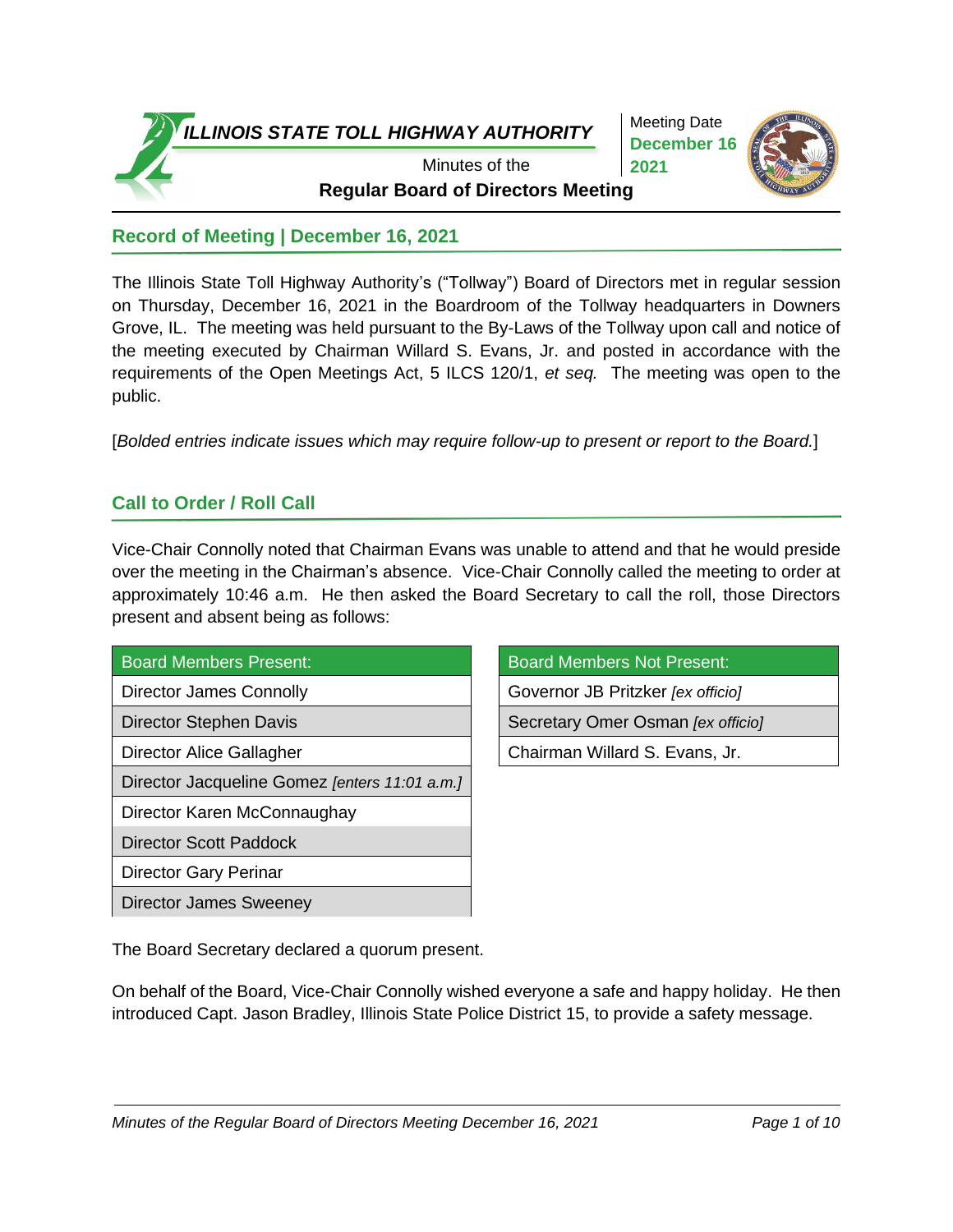# ILLINOIS STATE TOLL HIGHWAY AUTHORITY

Minutes of the
**Regular Board of Directors Meeting**

Meeting Date
**December 16 2021**

## Record of Meeting | December 16, 2021

The Illinois State Toll Highway Authority's ("Tollway") Board of Directors met in regular session on Thursday, December 16, 2021 in the Boardroom of the Tollway headquarters in Downers Grove, IL. The meeting was held pursuant to the By-Laws of the Tollway upon call and notice of the meeting executed by Chairman Willard S. Evans, Jr. and posted in accordance with the requirements of the Open Meetings Act, 5 ILCS 120/1, *et seq.* The meeting was open to the public.

[*Bolded entries indicate issues which may require follow-up to present or report to the Board.*]

## Call to Order / Roll Call

Vice-Chair Connolly noted that Chairman Evans was unable to attend and that he would preside over the meeting in the Chairman's absence. Vice-Chair Connolly called the meeting to order at approximately 10:46 a.m. He then asked the Board Secretary to call the roll, those Directors present and absent being as follows:

| Board Members Present: |
|---|
| Director James Connolly |
| Director Stephen Davis |
| Director Alice Gallagher |
| Director Jacqueline Gomez *[enters 11:01 a.m.]* |
| Director Karen McConnaughay |
| Director Scott Paddock |
| Director Gary Perinar |
| Director James Sweeney |

| Board Members Not Present: |
|---|
| Governor JB Pritzker *[ex officio]* |
| Secretary Omer Osman *[ex officio]* |
| Chairman Willard S. Evans, Jr. |

The Board Secretary declared a quorum present.

On behalf of the Board, Vice-Chair Connolly wished everyone a safe and happy holiday. He then introduced Capt. Jason Bradley, Illinois State Police District 15, to provide a safety message.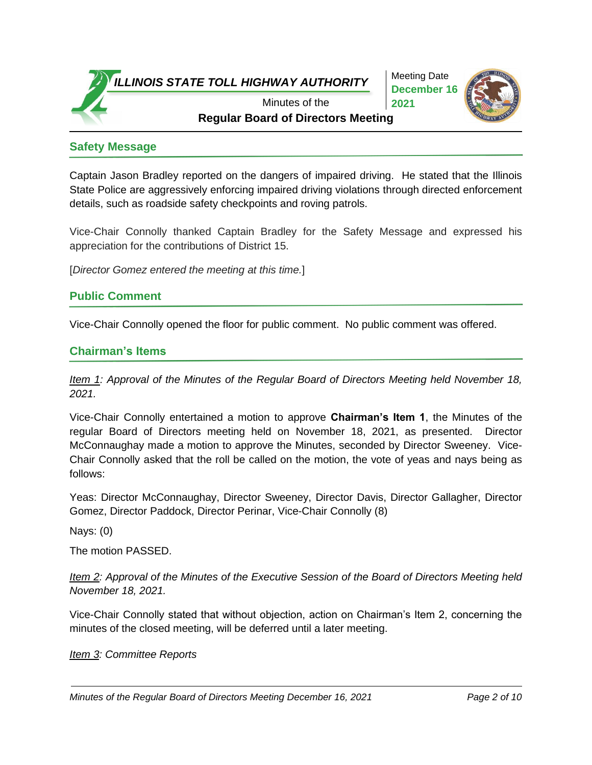## Safety Message

Captain Jason Bradley reported on the dangers of impaired driving. He stated that the Illinois State Police are aggressively enforcing impaired driving violations through directed enforcement details, such as roadside safety checkpoints and roving patrols.

Vice-Chair Connolly thanked Captain Bradley for the Safety Message and expressed his appreciation for the contributions of District 15.

[*Director Gomez entered the meeting at this time.*]

## Public Comment

Vice-Chair Connolly opened the floor for public comment. No public comment was offered.

## Chairman's Items

*Item 1: Approval of the Minutes of the Regular Board of Directors Meeting held November 18, 2021.*

Vice-Chair Connolly entertained a motion to approve **Chairman's Item 1**, the Minutes of the regular Board of Directors meeting held on November 18, 2021, as presented. Director McConnaughay made a motion to approve the Minutes, seconded by Director Sweeney. Vice-Chair Connolly asked that the roll be called on the motion, the vote of yeas and nays being as follows:

Yeas: Director McConnaughay, Director Sweeney, Director Davis, Director Gallagher, Director Gomez, Director Paddock, Director Perinar, Vice-Chair Connolly (8)

Nays: (0)

The motion PASSED.

*Item 2: Approval of the Minutes of the Executive Session of the Board of Directors Meeting held November 18, 2021.*

Vice-Chair Connolly stated that without objection, action on Chairman's Item 2, concerning the minutes of the closed meeting, will be deferred until a later meeting.

*Item 3: Committee Reports*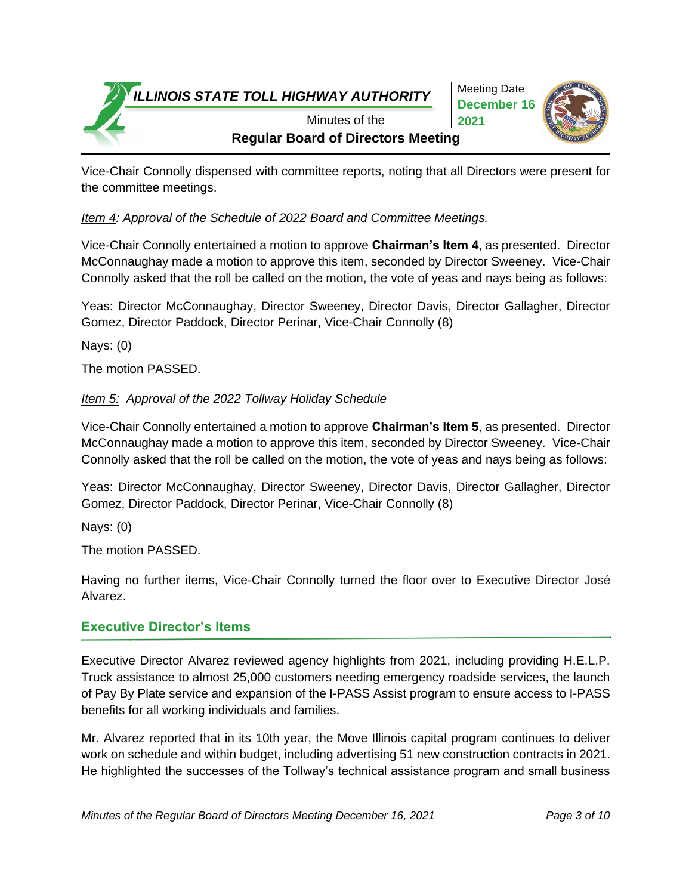Vice-Chair Connolly dispensed with committee reports, noting that all Directors were present for the committee meetings.

*Item 4: Approval of the Schedule of 2022 Board and Committee Meetings.*

Vice-Chair Connolly entertained a motion to approve **Chairman's Item 4**, as presented. Director McConnaughay made a motion to approve this item, seconded by Director Sweeney. Vice-Chair Connolly asked that the roll be called on the motion, the vote of yeas and nays being as follows:

Yeas: Director McConnaughay, Director Sweeney, Director Davis, Director Gallagher, Director Gomez, Director Paddock, Director Perinar, Vice-Chair Connolly (8)

Nays: (0)

The motion PASSED.

*Item 5: Approval of the 2022 Tollway Holiday Schedule*

Vice-Chair Connolly entertained a motion to approve **Chairman's Item 5**, as presented. Director McConnaughay made a motion to approve this item, seconded by Director Sweeney. Vice-Chair Connolly asked that the roll be called on the motion, the vote of yeas and nays being as follows:

Yeas: Director McConnaughay, Director Sweeney, Director Davis, Director Gallagher, Director Gomez, Director Paddock, Director Perinar, Vice-Chair Connolly (8)

Nays: (0)

The motion PASSED.

Having no further items, Vice-Chair Connolly turned the floor over to Executive Director José Alvarez.

## Executive Director's Items

Executive Director Alvarez reviewed agency highlights from 2021, including providing H.E.L.P. Truck assistance to almost 25,000 customers needing emergency roadside services, the launch of Pay By Plate service and expansion of the I-PASS Assist program to ensure access to I-PASS benefits for all working individuals and families.

Mr. Alvarez reported that in its 10th year, the Move Illinois capital program continues to deliver work on schedule and within budget, including advertising 51 new construction contracts in 2021. He highlighted the successes of the Tollway's technical assistance program and small business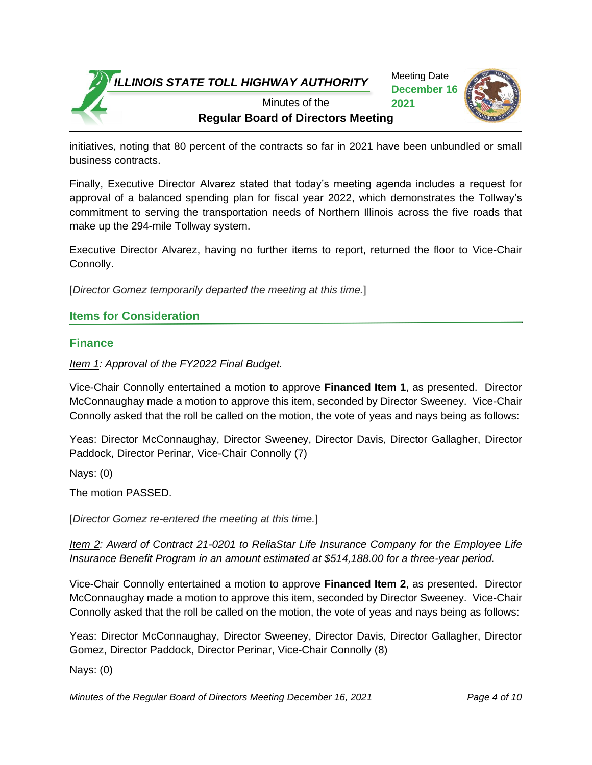initiatives, noting that 80 percent of the contracts so far in 2021 have been unbundled or small business contracts.

Finally, Executive Director Alvarez stated that today's meeting agenda includes a request for approval of a balanced spending plan for fiscal year 2022, which demonstrates the Tollway's commitment to serving the transportation needs of Northern Illinois across the five roads that make up the 294-mile Tollway system.

Executive Director Alvarez, having no further items to report, returned the floor to Vice-Chair Connolly.

[*Director Gomez temporarily departed the meeting at this time.*]

## Items for Consideration

### Finance

*Item 1: Approval of the FY2022 Final Budget.*

Vice-Chair Connolly entertained a motion to approve **Financed Item 1**, as presented. Director McConnaughay made a motion to approve this item, seconded by Director Sweeney. Vice-Chair Connolly asked that the roll be called on the motion, the vote of yeas and nays being as follows:

Yeas: Director McConnaughay, Director Sweeney, Director Davis, Director Gallagher, Director Paddock, Director Perinar, Vice-Chair Connolly (7)

Nays: (0)

The motion PASSED.

[*Director Gomez re-entered the meeting at this time.*]

*Item 2: Award of Contract 21-0201 to ReliaStar Life Insurance Company for the Employee Life Insurance Benefit Program in an amount estimated at $514,188.00 for a three-year period.*

Vice-Chair Connolly entertained a motion to approve **Financed Item 2**, as presented. Director McConnaughay made a motion to approve this item, seconded by Director Sweeney. Vice-Chair Connolly asked that the roll be called on the motion, the vote of yeas and nays being as follows:

Yeas: Director McConnaughay, Director Sweeney, Director Davis, Director Gallagher, Director Gomez, Director Paddock, Director Perinar, Vice-Chair Connolly (8)

Nays: (0)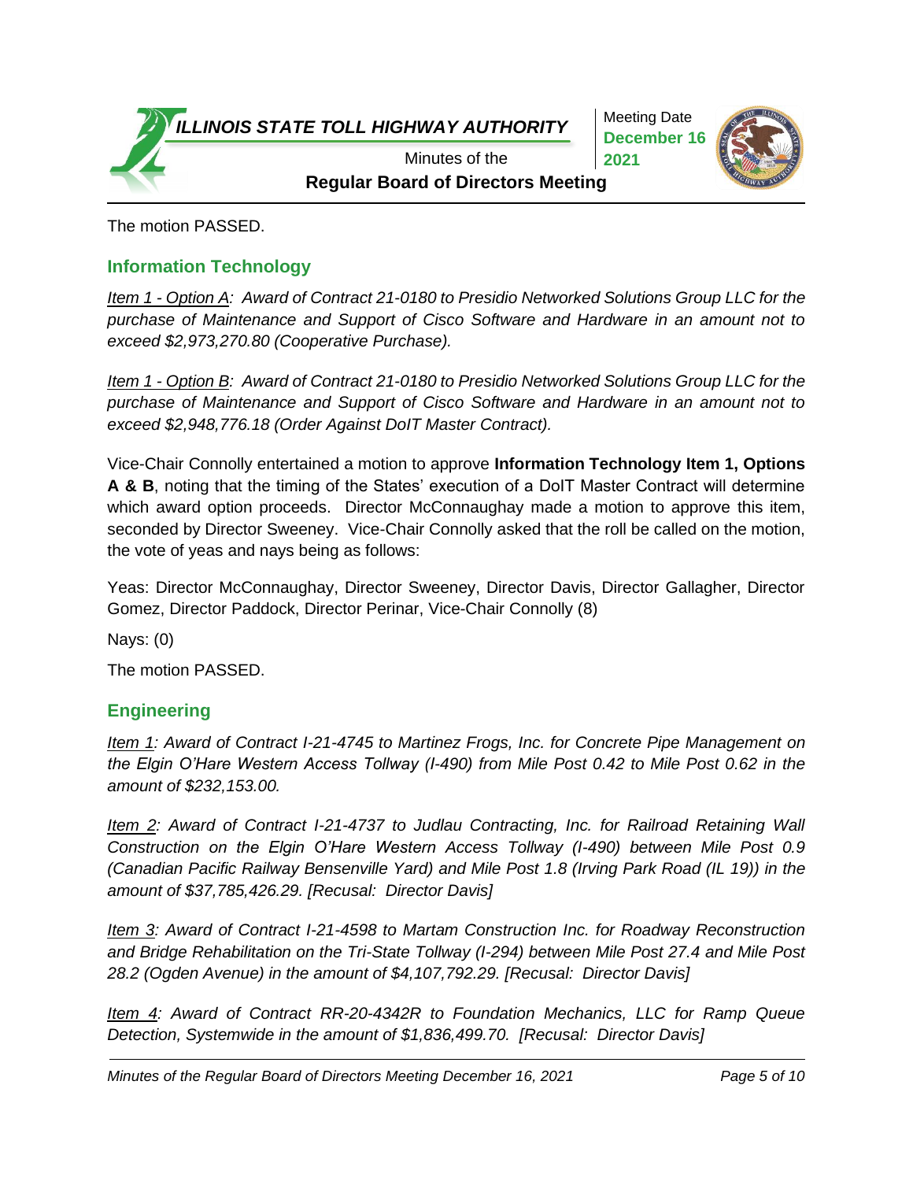The motion PASSED.

## Information Technology

*Item 1 - Option A: Award of Contract 21-0180 to Presidio Networked Solutions Group LLC for the purchase of Maintenance and Support of Cisco Software and Hardware in an amount not to exceed $2,973,270.80 (Cooperative Purchase).*

*Item 1 - Option B: Award of Contract 21-0180 to Presidio Networked Solutions Group LLC for the purchase of Maintenance and Support of Cisco Software and Hardware in an amount not to exceed $2,948,776.18 (Order Against DoIT Master Contract).*

Vice-Chair Connolly entertained a motion to approve **Information Technology Item 1, Options A & B**, noting that the timing of the States' execution of a DoIT Master Contract will determine which award option proceeds. Director McConnaughay made a motion to approve this item, seconded by Director Sweeney. Vice-Chair Connolly asked that the roll be called on the motion, the vote of yeas and nays being as follows:

Yeas: Director McConnaughay, Director Sweeney, Director Davis, Director Gallagher, Director Gomez, Director Paddock, Director Perinar, Vice-Chair Connolly (8)

Nays: (0)

The motion PASSED.

## Engineering

*Item 1: Award of Contract I-21-4745 to Martinez Frogs, Inc. for Concrete Pipe Management on the Elgin O'Hare Western Access Tollway (I-490) from Mile Post 0.42 to Mile Post 0.62 in the amount of $232,153.00.*

*Item 2: Award of Contract I-21-4737 to Judlau Contracting, Inc. for Railroad Retaining Wall Construction on the Elgin O'Hare Western Access Tollway (I-490) between Mile Post 0.9 (Canadian Pacific Railway Bensenville Yard) and Mile Post 1.8 (Irving Park Road (IL 19)) in the amount of $37,785,426.29. [Recusal: Director Davis]*

*Item 3: Award of Contract I-21-4598 to Martam Construction Inc. for Roadway Reconstruction and Bridge Rehabilitation on the Tri-State Tollway (I-294) between Mile Post 27.4 and Mile Post 28.2 (Ogden Avenue) in the amount of $4,107,792.29. [Recusal: Director Davis]*

*Item 4: Award of Contract RR-20-4342R to Foundation Mechanics, LLC for Ramp Queue Detection, Systemwide in the amount of $1,836,499.70. [Recusal: Director Davis]*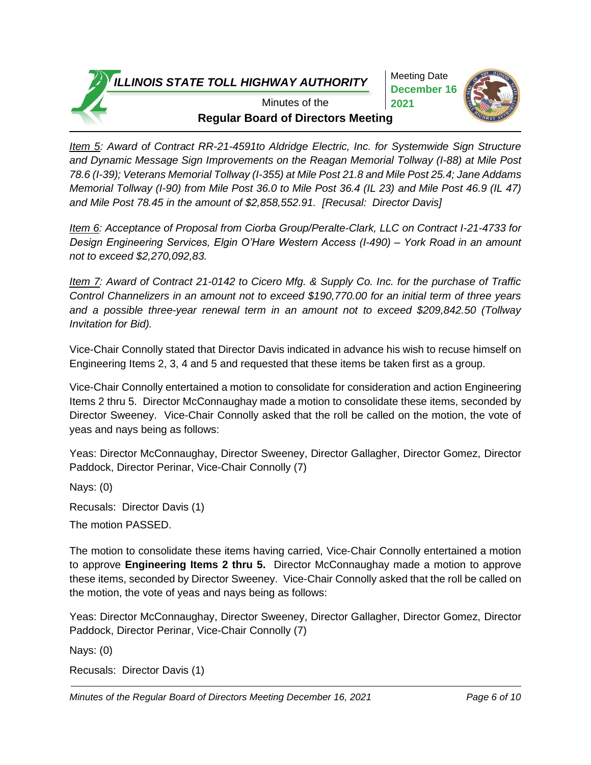*<u>Item 5</u>: Award of Contract RR-21-4591to Aldridge Electric, Inc. for Systemwide Sign Structure and Dynamic Message Sign Improvements on the Reagan Memorial Tollway (I-88) at Mile Post 78.6 (I-39); Veterans Memorial Tollway (I-355) at Mile Post 21.8 and Mile Post 25.4; Jane Addams Memorial Tollway (I-90) from Mile Post 36.0 to Mile Post 36.4 (IL 23) and Mile Post 46.9 (IL 47) and Mile Post 78.45 in the amount of $2,858,552.91. [Recusal: Director Davis]*

*<u>Item 6</u>: Acceptance of Proposal from Ciorba Group/Peralte-Clark, LLC on Contract I-21-4733 for Design Engineering Services, Elgin O'Hare Western Access (I-490) – York Road in an amount not to exceed $2,270,092,83.*

*<u>Item 7</u>: Award of Contract 21-0142 to Cicero Mfg. & Supply Co. Inc. for the purchase of Traffic Control Channelizers in an amount not to exceed $190,770.00 for an initial term of three years and a possible three-year renewal term in an amount not to exceed $209,842.50 (Tollway Invitation for Bid).*

Vice-Chair Connolly stated that Director Davis indicated in advance his wish to recuse himself on Engineering Items 2, 3, 4 and 5 and requested that these items be taken first as a group.

Vice-Chair Connolly entertained a motion to consolidate for consideration and action Engineering Items 2 thru 5. Director McConnaughay made a motion to consolidate these items, seconded by Director Sweeney. Vice-Chair Connolly asked that the roll be called on the motion, the vote of yeas and nays being as follows:

Yeas: Director McConnaughay, Director Sweeney, Director Gallagher, Director Gomez, Director Paddock, Director Perinar, Vice-Chair Connolly (7)

Nays: (0)

Recusals: Director Davis (1)

The motion PASSED.

The motion to consolidate these items having carried, Vice-Chair Connolly entertained a motion to approve **Engineering Items 2 thru 5.** Director McConnaughay made a motion to approve these items, seconded by Director Sweeney. Vice-Chair Connolly asked that the roll be called on the motion, the vote of yeas and nays being as follows:

Yeas: Director McConnaughay, Director Sweeney, Director Gallagher, Director Gomez, Director Paddock, Director Perinar, Vice-Chair Connolly (7)

Nays: (0)

Recusals: Director Davis (1)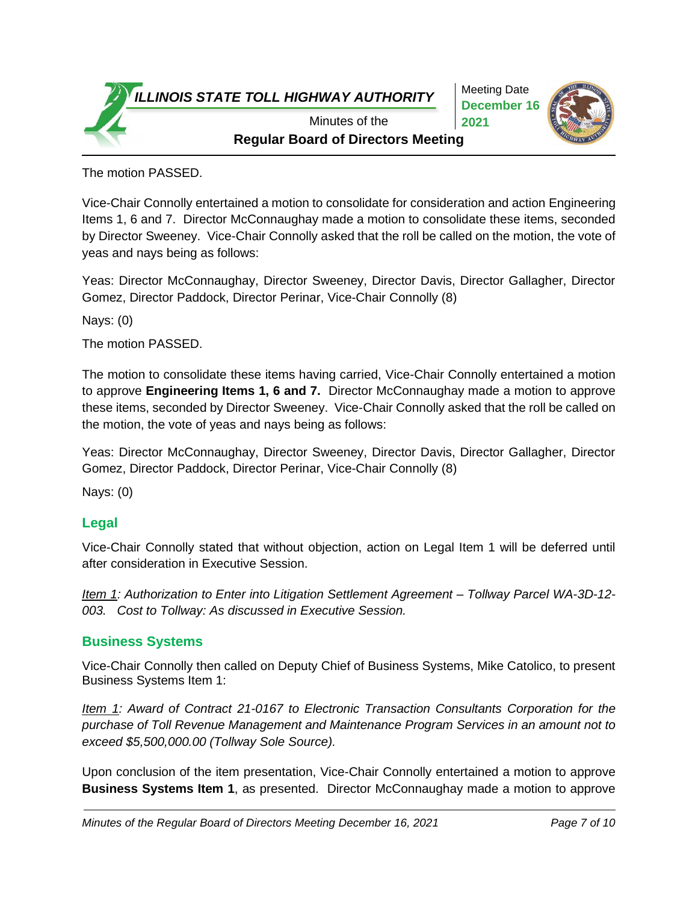The motion PASSED.

Vice-Chair Connolly entertained a motion to consolidate for consideration and action Engineering Items 1, 6 and 7. Director McConnaughay made a motion to consolidate these items, seconded by Director Sweeney. Vice-Chair Connolly asked that the roll be called on the motion, the vote of yeas and nays being as follows:

Yeas: Director McConnaughay, Director Sweeney, Director Davis, Director Gallagher, Director Gomez, Director Paddock, Director Perinar, Vice-Chair Connolly (8)

Nays: (0)

The motion PASSED.

The motion to consolidate these items having carried, Vice-Chair Connolly entertained a motion to approve **Engineering Items 1, 6 and 7.** Director McConnaughay made a motion to approve these items, seconded by Director Sweeney. Vice-Chair Connolly asked that the roll be called on the motion, the vote of yeas and nays being as follows:

Yeas: Director McConnaughay, Director Sweeney, Director Davis, Director Gallagher, Director Gomez, Director Paddock, Director Perinar, Vice-Chair Connolly (8)

Nays: (0)

## Legal

Vice-Chair Connolly stated that without objection, action on Legal Item 1 will be deferred until after consideration in Executive Session.

*Item 1: Authorization to Enter into Litigation Settlement Agreement – Tollway Parcel WA-3D-12-003. Cost to Tollway: As discussed in Executive Session.*

## Business Systems

Vice-Chair Connolly then called on Deputy Chief of Business Systems, Mike Catolico, to present Business Systems Item 1:

*Item 1: Award of Contract 21-0167 to Electronic Transaction Consultants Corporation for the purchase of Toll Revenue Management and Maintenance Program Services in an amount not to exceed $5,500,000.00 (Tollway Sole Source).*

Upon conclusion of the item presentation, Vice-Chair Connolly entertained a motion to approve **Business Systems Item 1**, as presented. Director McConnaughay made a motion to approve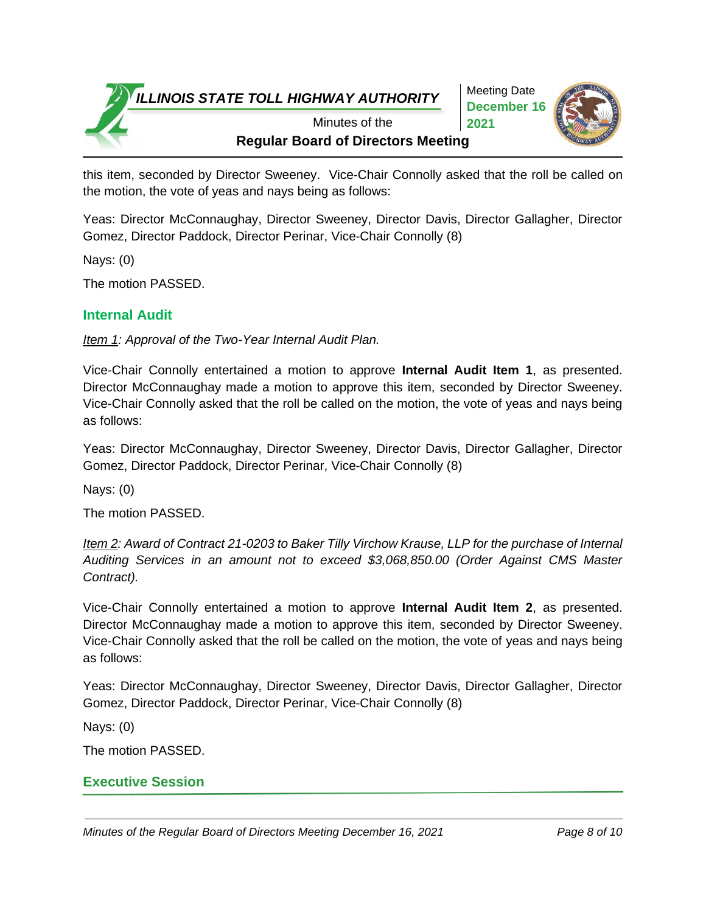this item, seconded by Director Sweeney. Vice-Chair Connolly asked that the roll be called on the motion, the vote of yeas and nays being as follows:

Yeas: Director McConnaughay, Director Sweeney, Director Davis, Director Gallagher, Director Gomez, Director Paddock, Director Perinar, Vice-Chair Connolly (8)

Nays: (0)

The motion PASSED.

## Internal Audit

*Item 1: Approval of the Two-Year Internal Audit Plan.*

Vice-Chair Connolly entertained a motion to approve **Internal Audit Item 1**, as presented. Director McConnaughay made a motion to approve this item, seconded by Director Sweeney. Vice-Chair Connolly asked that the roll be called on the motion, the vote of yeas and nays being as follows:

Yeas: Director McConnaughay, Director Sweeney, Director Davis, Director Gallagher, Director Gomez, Director Paddock, Director Perinar, Vice-Chair Connolly (8)

Nays: (0)

The motion PASSED.

*Item 2: Award of Contract 21-0203 to Baker Tilly Virchow Krause, LLP for the purchase of Internal Auditing Services in an amount not to exceed $3,068,850.00 (Order Against CMS Master Contract).*

Vice-Chair Connolly entertained a motion to approve **Internal Audit Item 2**, as presented. Director McConnaughay made a motion to approve this item, seconded by Director Sweeney. Vice-Chair Connolly asked that the roll be called on the motion, the vote of yeas and nays being as follows:

Yeas: Director McConnaughay, Director Sweeney, Director Davis, Director Gallagher, Director Gomez, Director Paddock, Director Perinar, Vice-Chair Connolly (8)

Nays: (0)

The motion PASSED.

## Executive Session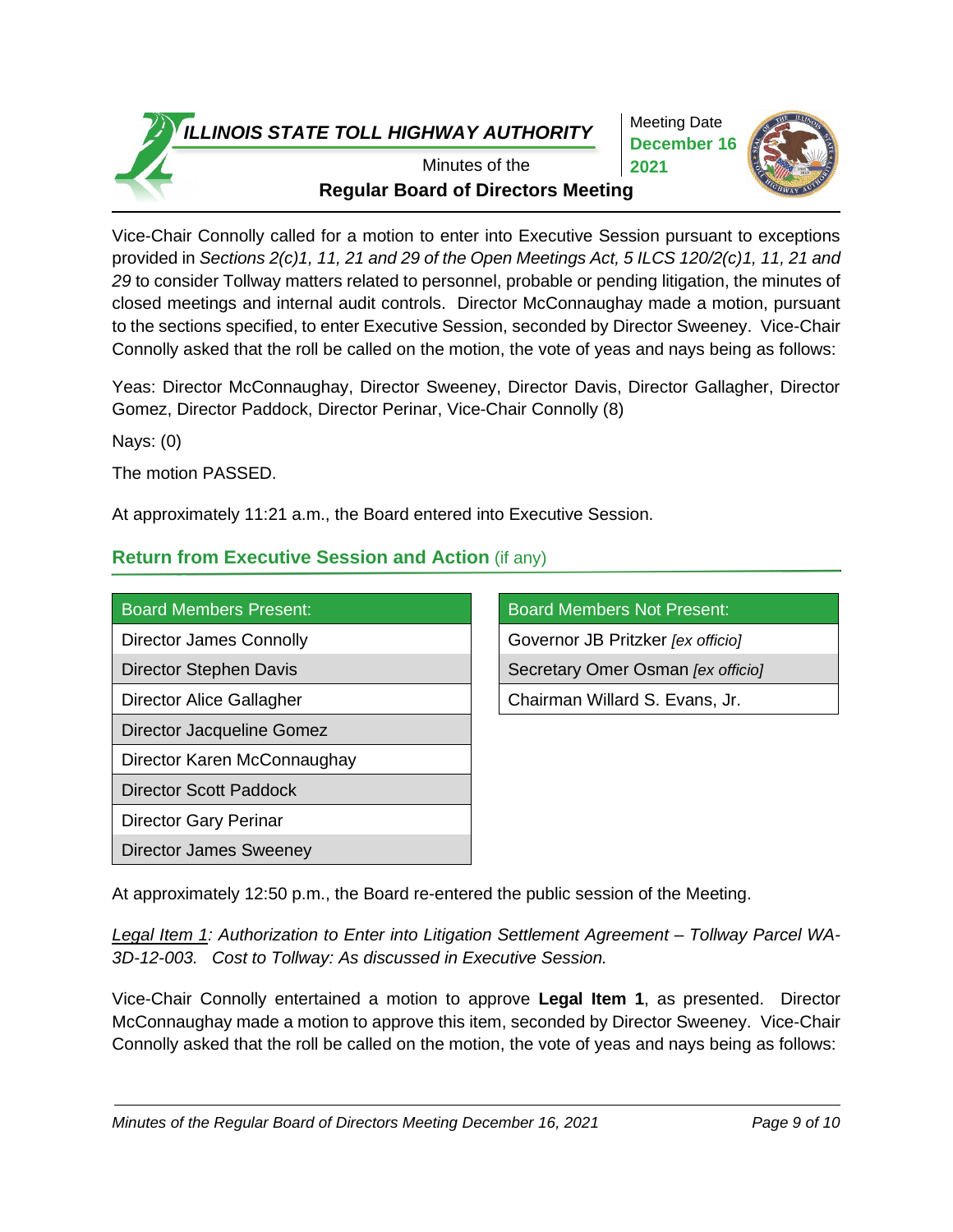Vice-Chair Connolly called for a motion to enter into Executive Session pursuant to exceptions provided in *Sections 2(c)1, 11, 21 and 29 of the Open Meetings Act, 5 ILCS 120/2(c)1, 11, 21 and 29* to consider Tollway matters related to personnel, probable or pending litigation, the minutes of closed meetings and internal audit controls. Director McConnaughay made a motion, pursuant to the sections specified, to enter Executive Session, seconded by Director Sweeney. Vice-Chair Connolly asked that the roll be called on the motion, the vote of yeas and nays being as follows:

Yeas: Director McConnaughay, Director Sweeney, Director Davis, Director Gallagher, Director Gomez, Director Paddock, Director Perinar, Vice-Chair Connolly (8)

Nays: (0)

The motion PASSED.

At approximately 11:21 a.m., the Board entered into Executive Session.

## Return from Executive Session and Action (if any)

| Board Members Present: |
|---|
| Director James Connolly |
| Director Stephen Davis |
| Director Alice Gallagher |
| Director Jacqueline Gomez |
| Director Karen McConnaughay |
| Director Scott Paddock |
| Director Gary Perinar |
| Director James Sweeney |

| Board Members Not Present: |
|---|
| Governor JB Pritzker *[ex officio]* |
| Secretary Omer Osman *[ex officio]* |
| Chairman Willard S. Evans, Jr. |

At approximately 12:50 p.m., the Board re-entered the public session of the Meeting.

*Legal Item 1: Authorization to Enter into Litigation Settlement Agreement – Tollway Parcel WA-3D-12-003. Cost to Tollway: As discussed in Executive Session.*

Vice-Chair Connolly entertained a motion to approve **Legal Item 1**, as presented. Director McConnaughay made a motion to approve this item, seconded by Director Sweeney. Vice-Chair Connolly asked that the roll be called on the motion, the vote of yeas and nays being as follows: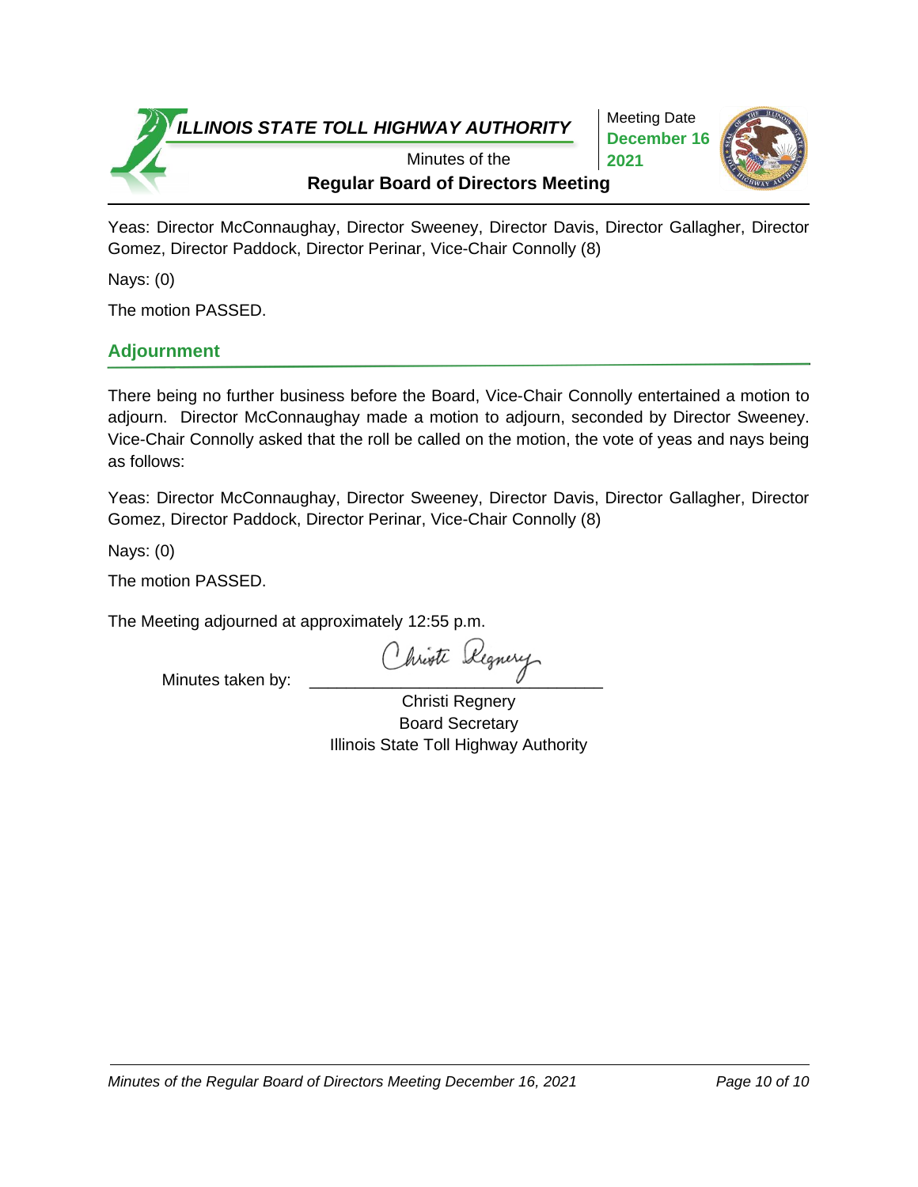Yeas: Director McConnaughay, Director Sweeney, Director Davis, Director Gallagher, Director Gomez, Director Paddock, Director Perinar, Vice-Chair Connolly (8)

Nays: (0)

The motion PASSED.

## Adjournment

There being no further business before the Board, Vice-Chair Connolly entertained a motion to adjourn. Director McConnaughay made a motion to adjourn, seconded by Director Sweeney. Vice-Chair Connolly asked that the roll be called on the motion, the vote of yeas and nays being as follows:

Yeas: Director McConnaughay, Director Sweeney, Director Davis, Director Gallagher, Director Gomez, Director Paddock, Director Perinar, Vice-Chair Connolly (8)

Nays: (0)

The motion PASSED.

The Meeting adjourned at approximately 12:55 p.m.

Minutes taken by: ______________________________

Christi Regnery
Board Secretary
Illinois State Toll Highway Authority